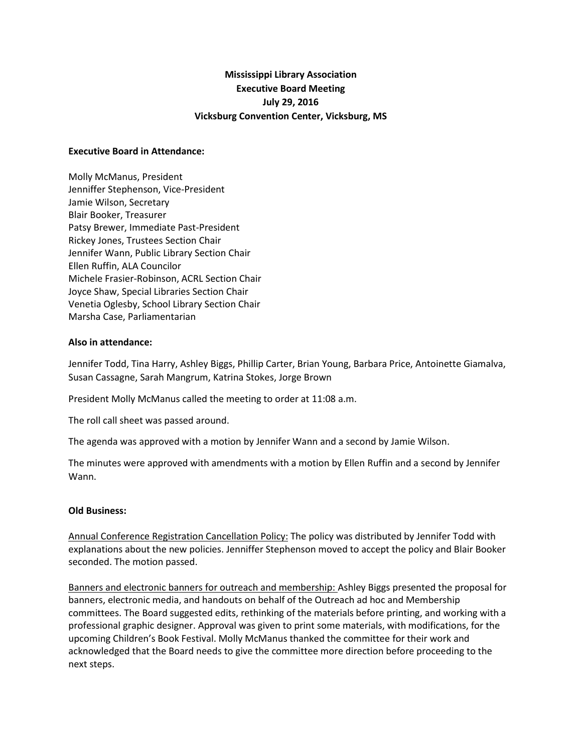# Mississippi Library Association
## Executive Board Meeting
### July 29, 2016
### Vicksburg Convention Center, Vicksburg, MS

**Executive Board in Attendance:**

Molly McManus, President
Jenniffer Stephenson, Vice-President
Jamie Wilson, Secretary
Blair Booker, Treasurer
Patsy Brewer, Immediate Past-President
Rickey Jones, Trustees Section Chair
Jennifer Wann, Public Library Section Chair
Ellen Ruffin, ALA Councilor
Michele Frasier-Robinson, ACRL Section Chair
Joyce Shaw, Special Libraries Section Chair
Venetia Oglesby, School Library Section Chair
Marsha Case, Parliamentarian

**Also in attendance:**

Jennifer Todd, Tina Harry, Ashley Biggs, Phillip Carter, Brian Young, Barbara Price, Antoinette Giamalva, Susan Cassagne, Sarah Mangrum, Katrina Stokes, Jorge Brown

President Molly McManus called the meeting to order at 11:08 a.m.

The roll call sheet was passed around.

The agenda was approved with a motion by Jennifer Wann and a second by Jamie Wilson.

The minutes were approved with amendments with a motion by Ellen Ruffin and a second by Jennifer Wann.

**Old Business:**

Annual Conference Registration Cancellation Policy: The policy was distributed by Jennifer Todd with explanations about the new policies. Jenniffer Stephenson moved to accept the policy and Blair Booker seconded. The motion passed.

Banners and electronic banners for outreach and membership: Ashley Biggs presented the proposal for banners, electronic media, and handouts on behalf of the Outreach ad hoc and Membership committees. The Board suggested edits, rethinking of the materials before printing, and working with a professional graphic designer. Approval was given to print some materials, with modifications, for the upcoming Children's Book Festival. Molly McManus thanked the committee for their work and acknowledged that the Board needs to give the committee more direction before proceeding to the next steps.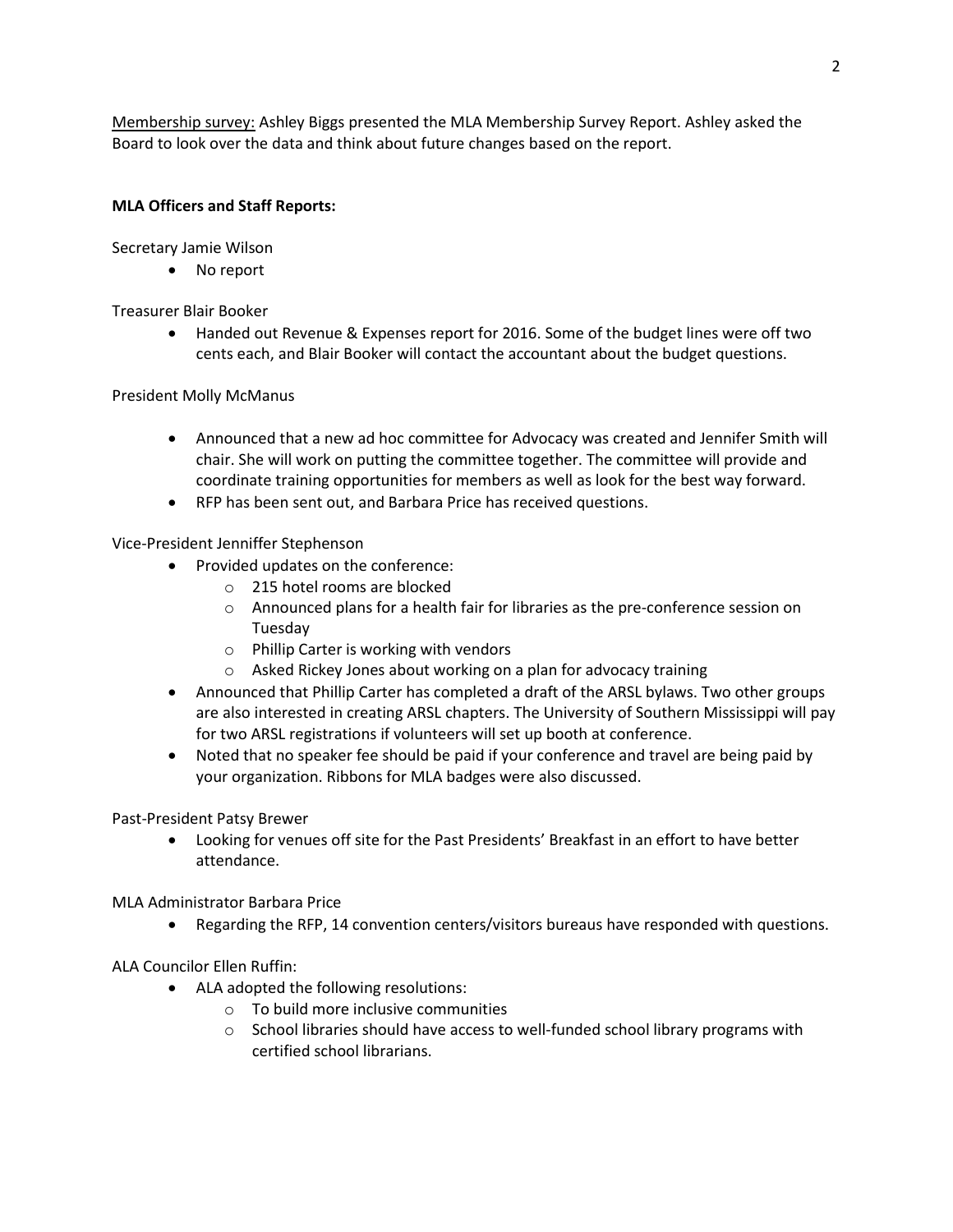Membership survey: Ashley Biggs presented the MLA Membership Survey Report. Ashley asked the Board to look over the data and think about future changes based on the report.

**MLA Officers and Staff Reports:**

Secretary Jamie Wilson

- No report

Treasurer Blair Booker

- Handed out Revenue & Expenses report for 2016. Some of the budget lines were off two cents each, and Blair Booker will contact the accountant about the budget questions.

President Molly McManus

- Announced that a new ad hoc committee for Advocacy was created and Jennifer Smith will chair. She will work on putting the committee together. The committee will provide and coordinate training opportunities for members as well as look for the best way forward.
- RFP has been sent out, and Barbara Price has received questions.

Vice-President Jenniffer Stephenson

- Provided updates on the conference:
  - 215 hotel rooms are blocked
  - Announced plans for a health fair for libraries as the pre-conference session on Tuesday
  - Phillip Carter is working with vendors
  - Asked Rickey Jones about working on a plan for advocacy training
- Announced that Phillip Carter has completed a draft of the ARSL bylaws. Two other groups are also interested in creating ARSL chapters. The University of Southern Mississippi will pay for two ARSL registrations if volunteers will set up booth at conference.
- Noted that no speaker fee should be paid if your conference and travel are being paid by your organization. Ribbons for MLA badges were also discussed.

Past-President Patsy Brewer

- Looking for venues off site for the Past Presidents' Breakfast in an effort to have better attendance.

MLA Administrator Barbara Price

- Regarding the RFP, 14 convention centers/visitors bureaus have responded with questions.

ALA Councilor Ellen Ruffin:

- ALA adopted the following resolutions:
  - To build more inclusive communities
  - School libraries should have access to well-funded school library programs with certified school librarians.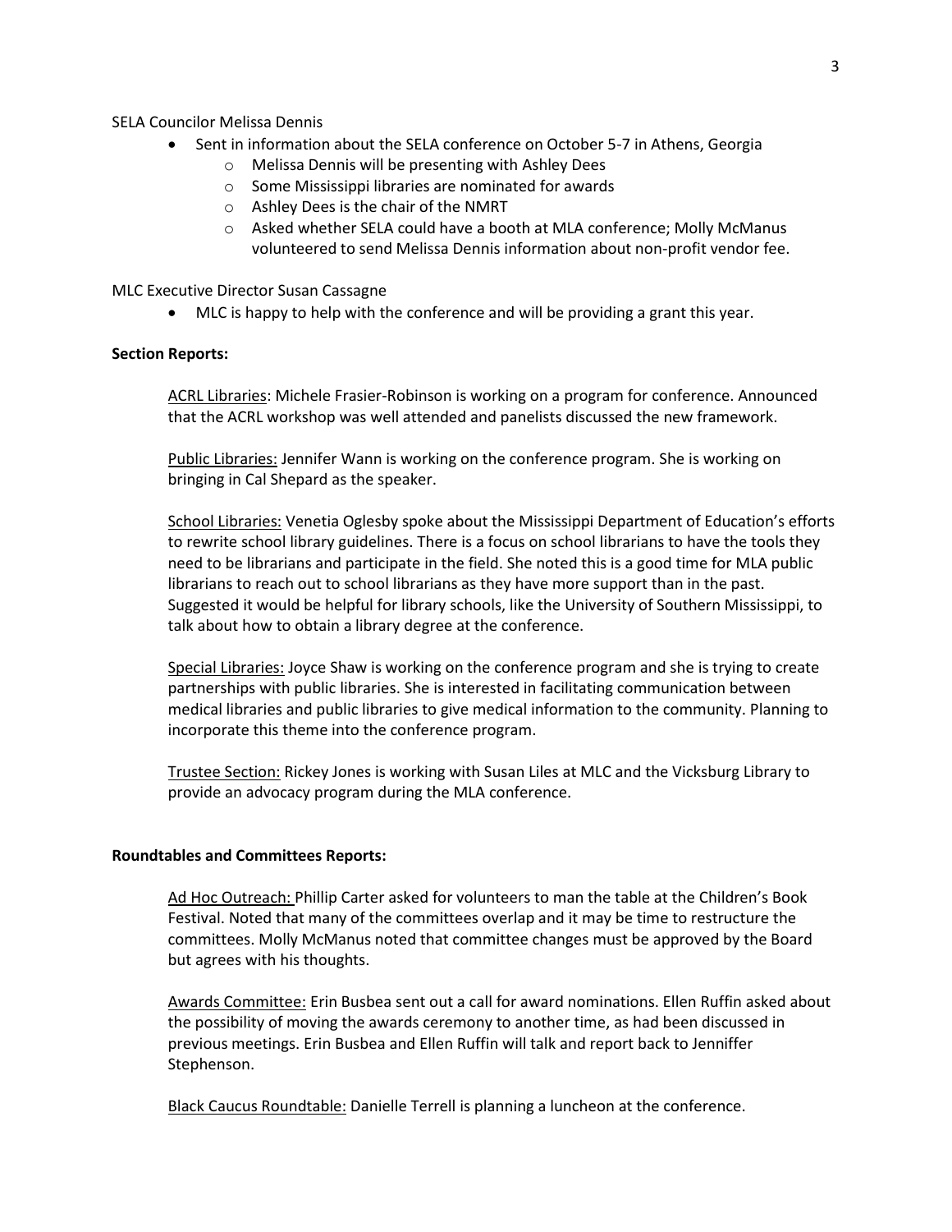SELA Councilor Melissa Dennis

- Sent in information about the SELA conference on October 5-7 in Athens, Georgia
  - Melissa Dennis will be presenting with Ashley Dees
  - Some Mississippi libraries are nominated for awards
  - Ashley Dees is the chair of the NMRT
  - Asked whether SELA could have a booth at MLA conference; Molly McManus volunteered to send Melissa Dennis information about non-profit vendor fee.

MLC Executive Director Susan Cassagne

- MLC is happy to help with the conference and will be providing a grant this year.

**Section Reports:**

ACRL Libraries: Michele Frasier-Robinson is working on a program for conference. Announced that the ACRL workshop was well attended and panelists discussed the new framework.

Public Libraries: Jennifer Wann is working on the conference program. She is working on bringing in Cal Shepard as the speaker.

School Libraries: Venetia Oglesby spoke about the Mississippi Department of Education's efforts to rewrite school library guidelines. There is a focus on school librarians to have the tools they need to be librarians and participate in the field. She noted this is a good time for MLA public librarians to reach out to school librarians as they have more support than in the past. Suggested it would be helpful for library schools, like the University of Southern Mississippi, to talk about how to obtain a library degree at the conference.

Special Libraries: Joyce Shaw is working on the conference program and she is trying to create partnerships with public libraries. She is interested in facilitating communication between medical libraries and public libraries to give medical information to the community. Planning to incorporate this theme into the conference program.

Trustee Section: Rickey Jones is working with Susan Liles at MLC and the Vicksburg Library to provide an advocacy program during the MLA conference.

**Roundtables and Committees Reports:**

Ad Hoc Outreach: Phillip Carter asked for volunteers to man the table at the Children's Book Festival. Noted that many of the committees overlap and it may be time to restructure the committees. Molly McManus noted that committee changes must be approved by the Board but agrees with his thoughts.

Awards Committee: Erin Busbea sent out a call for award nominations. Ellen Ruffin asked about the possibility of moving the awards ceremony to another time, as had been discussed in previous meetings. Erin Busbea and Ellen Ruffin will talk and report back to Jenniffer Stephenson.

Black Caucus Roundtable: Danielle Terrell is planning a luncheon at the conference.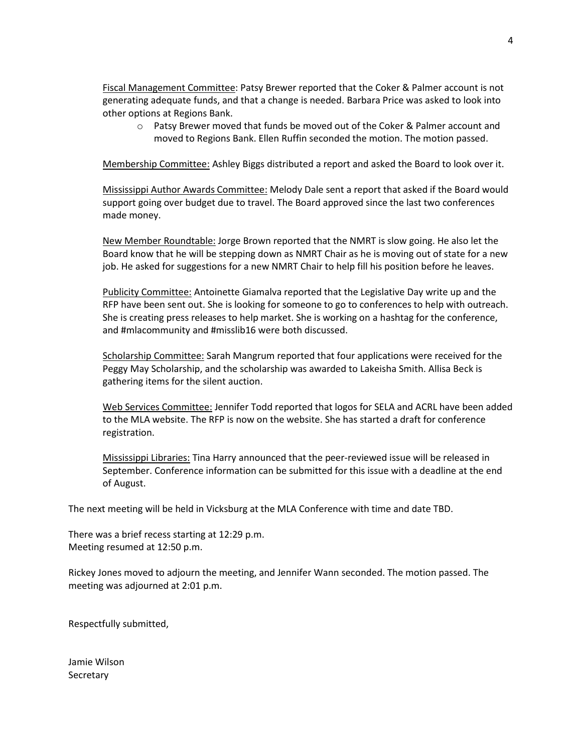Fiscal Management Committee: Patsy Brewer reported that the Coker & Palmer account is not generating adequate funds, and that a change is needed. Barbara Price was asked to look into other options at Regions Bank.

- Patsy Brewer moved that funds be moved out of the Coker & Palmer account and moved to Regions Bank. Ellen Ruffin seconded the motion. The motion passed.

Membership Committee: Ashley Biggs distributed a report and asked the Board to look over it.

Mississippi Author Awards Committee: Melody Dale sent a report that asked if the Board would support going over budget due to travel. The Board approved since the last two conferences made money.

New Member Roundtable: Jorge Brown reported that the NMRT is slow going. He also let the Board know that he will be stepping down as NMRT Chair as he is moving out of state for a new job. He asked for suggestions for a new NMRT Chair to help fill his position before he leaves.

Publicity Committee: Antoinette Giamalva reported that the Legislative Day write up and the RFP have been sent out. She is looking for someone to go to conferences to help with outreach. She is creating press releases to help market. She is working on a hashtag for the conference, and #mlacommunity and #misslib16 were both discussed.

Scholarship Committee: Sarah Mangrum reported that four applications were received for the Peggy May Scholarship, and the scholarship was awarded to Lakeisha Smith. Allisa Beck is gathering items for the silent auction.

Web Services Committee: Jennifer Todd reported that logos for SELA and ACRL have been added to the MLA website. The RFP is now on the website. She has started a draft for conference registration.

Mississippi Libraries: Tina Harry announced that the peer-reviewed issue will be released in September. Conference information can be submitted for this issue with a deadline at the end of August.

The next meeting will be held in Vicksburg at the MLA Conference with time and date TBD.

There was a brief recess starting at 12:29 p.m.
Meeting resumed at 12:50 p.m.

Rickey Jones moved to adjourn the meeting, and Jennifer Wann seconded. The motion passed. The meeting was adjourned at 2:01 p.m.

Respectfully submitted,

Jamie Wilson
Secretary